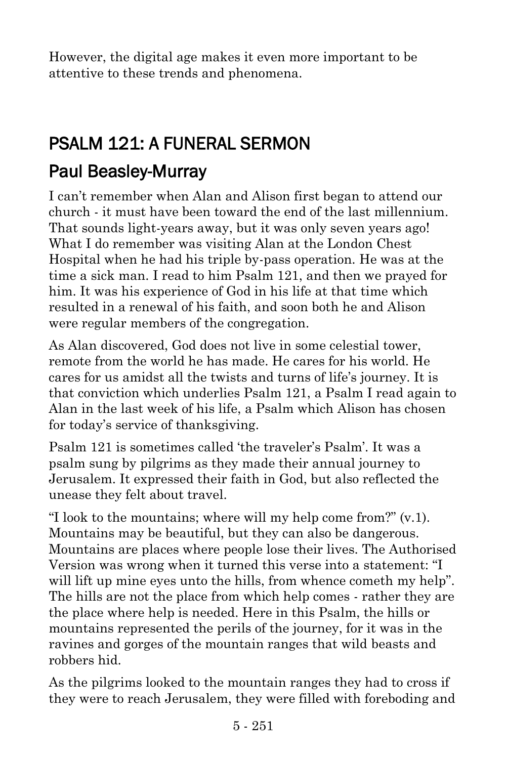However, the digital age makes it even more important to be attentive to these trends and phenomena.

## PSALM 121: A FUNERAL SERMON

### Paul Beasley-Murray

I can't remember when Alan and Alison first began to attend our church - it must have been toward the end of the last millennium. That sounds light-years away, but it was only seven years ago! What I do remember was visiting Alan at the London Chest Hospital when he had his triple by-pass operation. He was at the time a sick man. I read to him Psalm 121, and then we prayed for him. It was his experience of God in his life at that time which resulted in a renewal of his faith, and soon both he and Alison were regular members of the congregation.

As Alan discovered, God does not live in some celestial tower, remote from the world he has made. He cares for his world. He cares for us amidst all the twists and turns of life's journey. It is that conviction which underlies Psalm 121, a Psalm I read again to Alan in the last week of his life, a Psalm which Alison has chosen for today's service of thanksgiving.

Psalm 121 is sometimes called 'the traveler's Psalm'. It was a psalm sung by pilgrims as they made their annual journey to Jerusalem. It expressed their faith in God, but also reflected the unease they felt about travel.

"I look to the mountains; where will my help come from?" (v.1). Mountains may be beautiful, but they can also be dangerous. Mountains are places where people lose their lives. The Authorised Version was wrong when it turned this verse into a statement: "I will lift up mine eyes unto the hills, from whence cometh my help". The hills are not the place from which help comes - rather they are the place where help is needed. Here in this Psalm, the hills or mountains represented the perils of the journey, for it was in the ravines and gorges of the mountain ranges that wild beasts and robbers hid.

As the pilgrims looked to the mountain ranges they had to cross if they were to reach Jerusalem, they were filled with foreboding and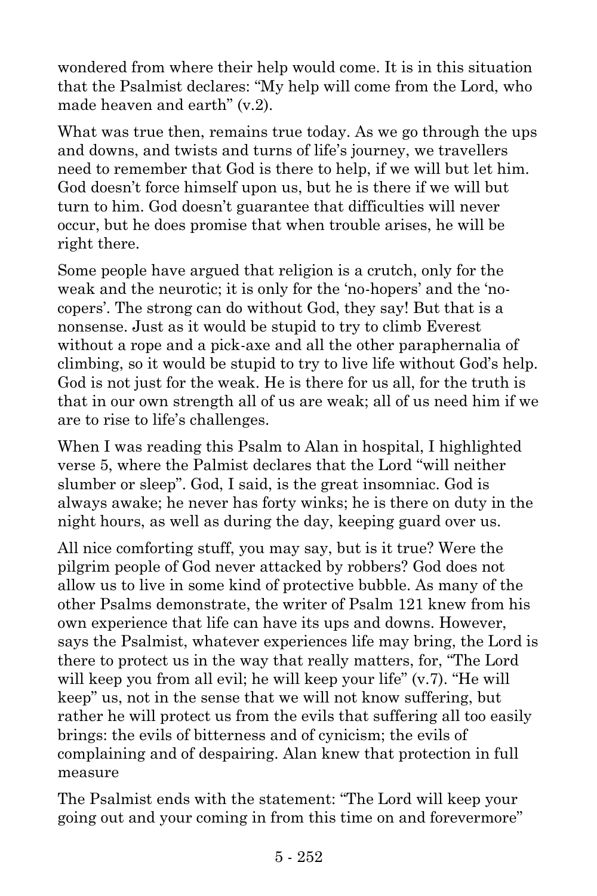wondered from where their help would come. It is in this situation that the Psalmist declares: "My help will come from the Lord, who made heaven and earth" (v.2).

What was true then, remains true today. As we go through the ups and downs, and twists and turns of life's journey, we travellers need to remember that God is there to help, if we will but let him. God doesn't force himself upon us, but he is there if we will but turn to him. God doesn't guarantee that difficulties will never occur, but he does promise that when trouble arises, he will be right there.

Some people have argued that religion is a crutch, only for the weak and the neurotic; it is only for the 'no-hopers' and the 'no-copers'. The strong can do without God, they say! But that is a nonsense. Just as it would be stupid to try to climb Everest without a rope and a pick-axe and all the other paraphernalia of climbing, so it would be stupid to try to live life without God's help. God is not just for the weak. He is there for us all, for the truth is that in our own strength all of us are weak; all of us need him if we are to rise to life's challenges.

When I was reading this Psalm to Alan in hospital, I highlighted verse 5, where the Palmist declares that the Lord "will neither slumber or sleep". God, I said, is the great insomniac. God is always awake; he never has forty winks; he is there on duty in the night hours, as well as during the day, keeping guard over us.

All nice comforting stuff, you may say, but is it true? Were the pilgrim people of God never attacked by robbers? God does not allow us to live in some kind of protective bubble. As many of the other Psalms demonstrate, the writer of Psalm 121 knew from his own experience that life can have its ups and downs. However, says the Psalmist, whatever experiences life may bring, the Lord is there to protect us in the way that really matters, for, "The Lord will keep you from all evil; he will keep your life" (v.7). "He will keep" us, not in the sense that we will not know suffering, but rather he will protect us from the evils that suffering all too easily brings: the evils of bitterness and of cynicism; the evils of complaining and of despairing. Alan knew that protection in full measure

The Psalmist ends with the statement: "The Lord will keep your going out and your coming in from this time on and forevermore"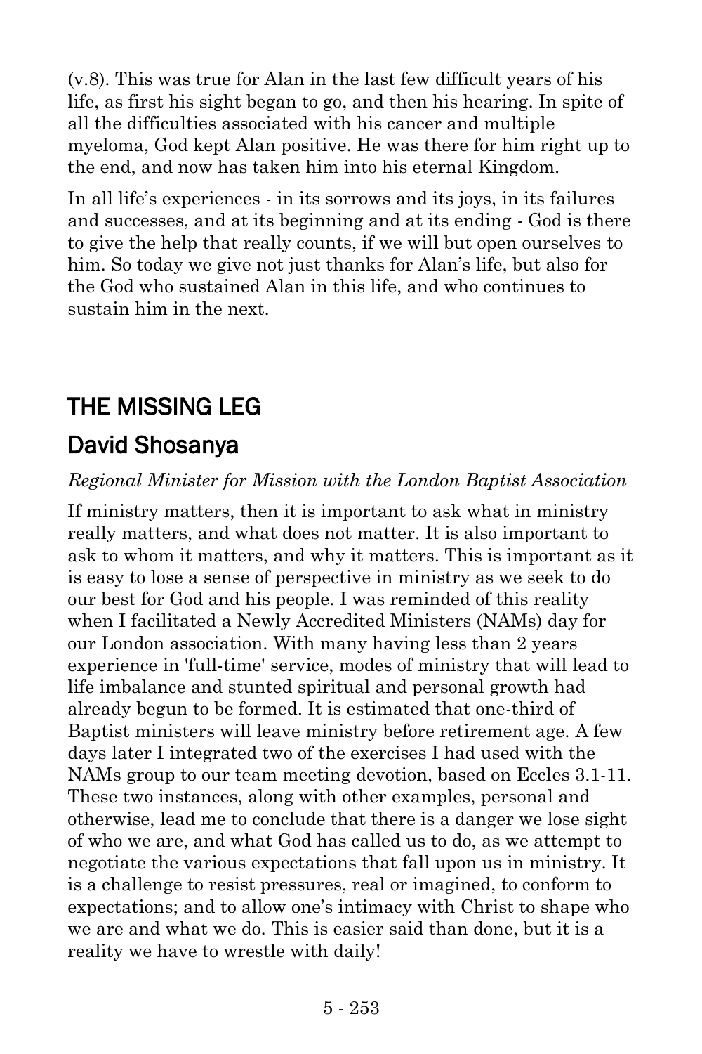(v.8). This was true for Alan in the last few difficult years of his life, as first his sight began to go, and then his hearing. In spite of all the difficulties associated with his cancer and multiple myeloma, God kept Alan positive. He was there for him right up to the end, and now has taken him into his eternal Kingdom.

In all life's experiences - in its sorrows and its joys, in its failures and successes, and at its beginning and at its ending - God is there to give the help that really counts, if we will but open ourselves to him. So today we give not just thanks for Alan's life, but also for the God who sustained Alan in this life, and who continues to sustain him in the next.

## THE MISSING LEG

## David Shosanya

*Regional Minister for Mission with the London Baptist Association*

If ministry matters, then it is important to ask what in ministry really matters, and what does not matter. It is also important to ask to whom it matters, and why it matters. This is important as it is easy to lose a sense of perspective in ministry as we seek to do our best for God and his people. I was reminded of this reality when I facilitated a Newly Accredited Ministers (NAMs) day for our London association. With many having less than 2 years experience in 'full-time' service, modes of ministry that will lead to life imbalance and stunted spiritual and personal growth had already begun to be formed. It is estimated that one-third of Baptist ministers will leave ministry before retirement age. A few days later I integrated two of the exercises I had used with the NAMs group to our team meeting devotion, based on Eccles 3.1-11. These two instances, along with other examples, personal and otherwise, lead me to conclude that there is a danger we lose sight of who we are, and what God has called us to do, as we attempt to negotiate the various expectations that fall upon us in ministry. It is a challenge to resist pressures, real or imagined, to conform to expectations; and to allow one's intimacy with Christ to shape who we are and what we do. This is easier said than done, but it is a reality we have to wrestle with daily!